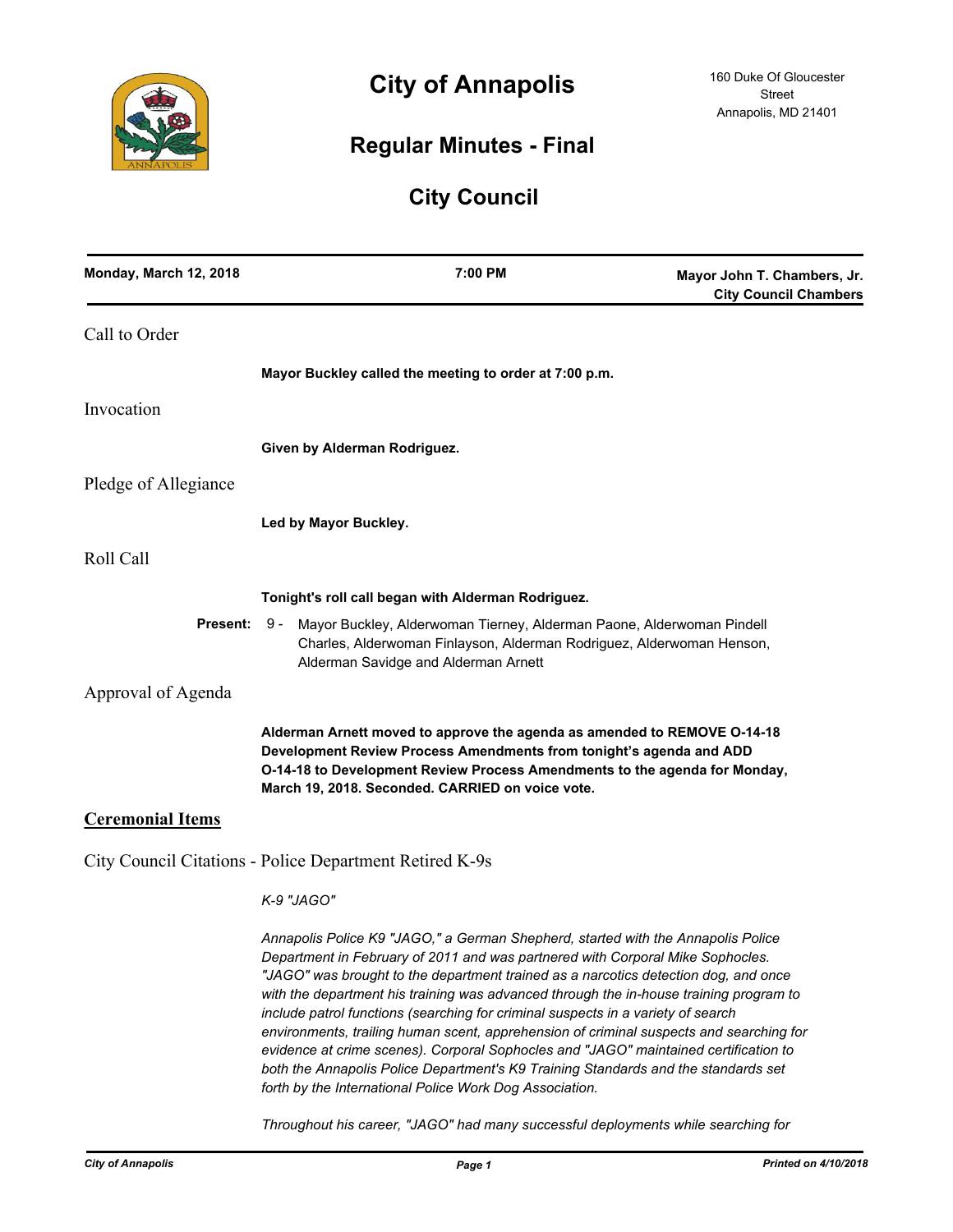# City of Annapolis

160 Duke Of Gloucester Street
Annapolis, MD 21401

## Regular Minutes - Final

## City Council

**Monday, March 12, 2018** | **7:00 PM** | **Mayor John T. Chambers, Jr. City Council Chambers**

### Call to Order

**Mayor Buckley called the meeting to order at 7:00 p.m.**

### Invocation

**Given by Alderman Rodriguez.**

### Pledge of Allegiance

**Led by Mayor Buckley.**

### Roll Call

**Tonight's roll call began with Alderman Rodriguez.**

**Present:** 9 - Mayor Buckley, Alderwoman Tierney, Alderman Paone, Alderwoman Pindell Charles, Alderwoman Finlayson, Alderman Rodriguez, Alderwoman Henson, Alderman Savidge and Alderman Arnett

### Approval of Agenda

**Alderman Arnett moved to approve the agenda as amended to REMOVE O-14-18 Development Review Process Amendments from tonight's agenda and ADD O-14-18 to Development Review Process Amendments to the agenda for Monday, March 19, 2018. Seconded. CARRIED on voice vote.**

## Ceremonial Items

### City Council Citations - Police Department Retired K-9s

*K-9 "JAGO"*

*Annapolis Police K9 "JAGO," a German Shepherd, started with the Annapolis Police Department in February of 2011 and was partnered with Corporal Mike Sophocles. "JAGO" was brought to the department trained as a narcotics detection dog, and once with the department his training was advanced through the in-house training program to include patrol functions (searching for criminal suspects in a variety of search environments, trailing human scent, apprehension of criminal suspects and searching for evidence at crime scenes). Corporal Sophocles and "JAGO" maintained certification to both the Annapolis Police Department's K9 Training Standards and the standards set forth by the International Police Work Dog Association.*

*Throughout his career, "JAGO" had many successful deployments while searching for*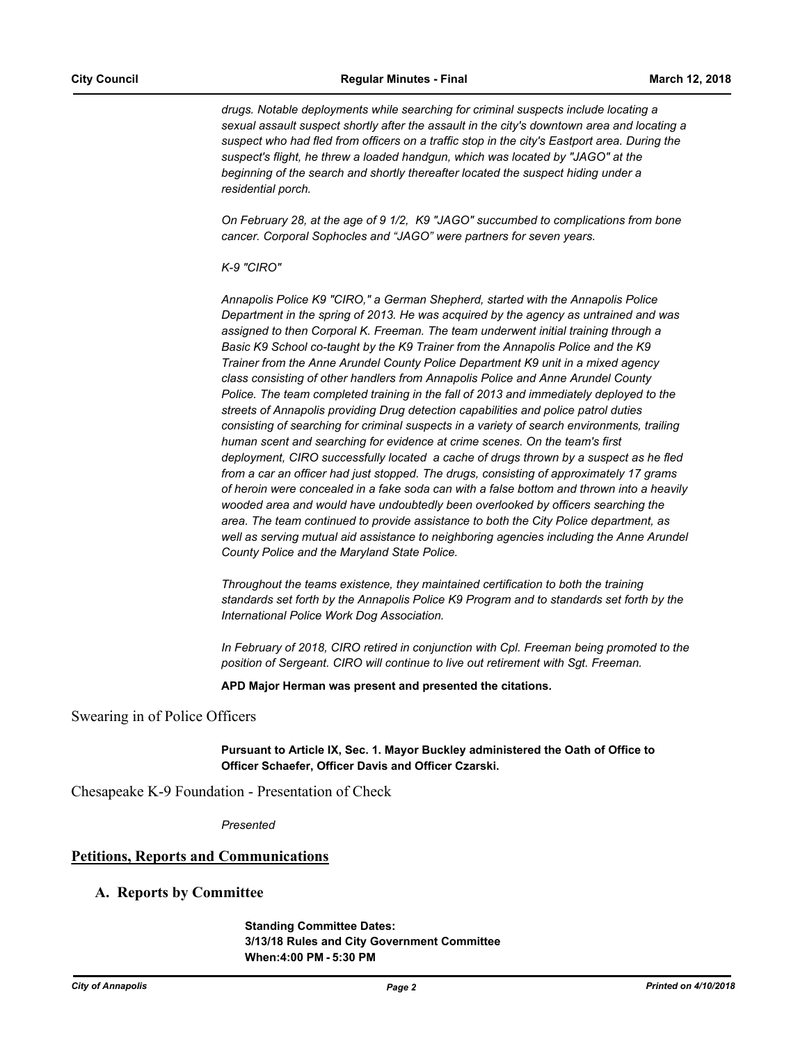*drugs. Notable deployments while searching for criminal suspects include locating a sexual assault suspect shortly after the assault in the city's downtown area and locating a suspect who had fled from officers on a traffic stop in the city's Eastport area. During the suspect's flight, he threw a loaded handgun, which was located by "JAGO" at the beginning of the search and shortly thereafter located the suspect hiding under a residential porch.*

*On February 28, at the age of 9 1/2, K9 "JAGO" succumbed to complications from bone cancer. Corporal Sophocles and "JAGO" were partners for seven years.*

*K-9 "CIRO"*

*Annapolis Police K9 "CIRO," a German Shepherd, started with the Annapolis Police Department in the spring of 2013. He was acquired by the agency as untrained and was assigned to then Corporal K. Freeman. The team underwent initial training through a Basic K9 School co-taught by the K9 Trainer from the Annapolis Police and the K9 Trainer from the Anne Arundel County Police Department K9 unit in a mixed agency class consisting of other handlers from Annapolis Police and Anne Arundel County Police. The team completed training in the fall of 2013 and immediately deployed to the streets of Annapolis providing Drug detection capabilities and police patrol duties consisting of searching for criminal suspects in a variety of search environments, trailing human scent and searching for evidence at crime scenes. On the team's first deployment, CIRO successfully located a cache of drugs thrown by a suspect as he fled from a car an officer had just stopped. The drugs, consisting of approximately 17 grams of heroin were concealed in a fake soda can with a false bottom and thrown into a heavily wooded area and would have undoubtedly been overlooked by officers searching the area. The team continued to provide assistance to both the City Police department, as well as serving mutual aid assistance to neighboring agencies including the Anne Arundel County Police and the Maryland State Police.*

*Throughout the teams existence, they maintained certification to both the training standards set forth by the Annapolis Police K9 Program and to standards set forth by the International Police Work Dog Association.*

*In February of 2018, CIRO retired in conjunction with Cpl. Freeman being promoted to the position of Sergeant. CIRO will continue to live out retirement with Sgt. Freeman.*

**APD Major Herman was present and presented the citations.**

Swearing in of Police Officers

**Pursuant to Article IX, Sec. 1. Mayor Buckley administered the Oath of Office to Officer Schaefer, Officer Davis and Officer Czarski.**

Chesapeake K-9 Foundation - Presentation of Check

*Presented*

## Petitions, Reports and Communications

### A. Reports by Committee

**Standing Committee Dates:**
**3/13/18 Rules and City Government Committee**
**When:4:00 PM - 5:30 PM**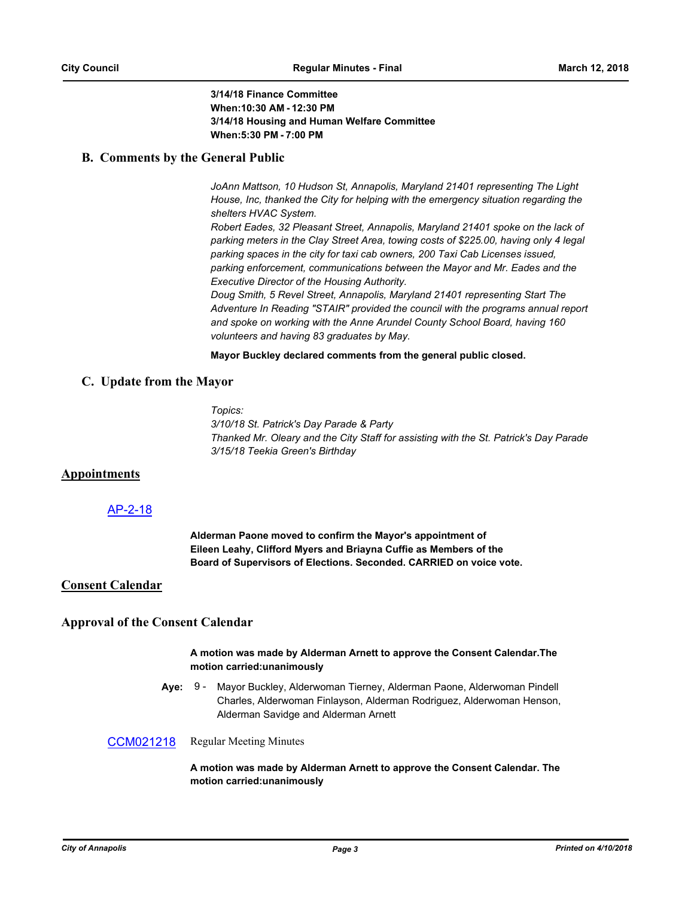**3/14/18 Finance Committee**
**When:10:30 AM - 12:30 PM**
**3/14/18 Housing and Human Welfare Committee**
**When:5:30 PM - 7:00 PM**

## B. Comments by the General Public

*JoAnn Mattson, 10 Hudson St, Annapolis, Maryland 21401 representing The Light House, Inc, thanked the City for helping with the emergency situation regarding the shelters HVAC System.*
*Robert Eades, 32 Pleasant Street, Annapolis, Maryland 21401 spoke on the lack of parking meters in the Clay Street Area, towing costs of $225.00, having only 4 legal parking spaces in the city for taxi cab owners, 200 Taxi Cab Licenses issued, parking enforcement, communications between the Mayor and Mr. Eades and the Executive Director of the Housing Authority.*
*Doug Smith, 5 Revel Street, Annapolis, Maryland 21401 representing Start The Adventure In Reading "STAIR" provided the council with the programs annual report and spoke on working with the Anne Arundel County School Board, having 160 volunteers and having 83 graduates by May.*

**Mayor Buckley declared comments from the general public closed.**

## C. Update from the Mayor

*Topics:*
*3/10/18 St. Patrick's Day Parade & Party*
*Thanked Mr. Oleary and the City Staff for assisting with the St. Patrick's Day Parade*
*3/15/18 Teekia Green's Birthday*

## Appointments

### AP-2-18

**Alderman Paone moved to confirm the Mayor's appointment of Eileen Leahy, Clifford Myers and Briayna Cuffie as Members of the Board of Supervisors of Elections. Seconded. CARRIED on voice vote.**

## Consent Calendar

## Approval of the Consent Calendar

**A motion was made by Alderman Arnett to approve the Consent Calendar.The motion carried:unanimously**

**Aye:** 9 - Mayor Buckley, Alderwoman Tierney, Alderman Paone, Alderwoman Pindell Charles, Alderwoman Finlayson, Alderman Rodriguez, Alderwoman Henson, Alderman Savidge and Alderman Arnett

CCM021218 Regular Meeting Minutes

**A motion was made by Alderman Arnett to approve the Consent Calendar. The motion carried:unanimously**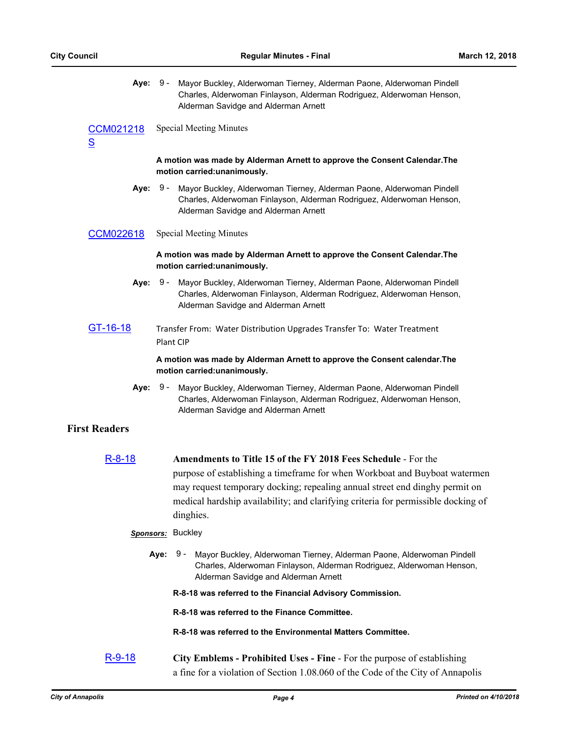**Aye:** 9 - Mayor Buckley, Alderwoman Tierney, Alderman Paone, Alderwoman Pindell Charles, Alderwoman Finlayson, Alderman Rodriguez, Alderwoman Henson, Alderman Savidge and Alderman Arnett

CCM021218S Special Meeting Minutes

**A motion was made by Alderman Arnett to approve the Consent Calendar.The motion carried:unanimously.**

**Aye:** 9 - Mayor Buckley, Alderwoman Tierney, Alderman Paone, Alderwoman Pindell Charles, Alderwoman Finlayson, Alderman Rodriguez, Alderwoman Henson, Alderman Savidge and Alderman Arnett

CCM022618 Special Meeting Minutes

**A motion was made by Alderman Arnett to approve the Consent Calendar.The motion carried:unanimously.**

**Aye:** 9 - Mayor Buckley, Alderwoman Tierney, Alderman Paone, Alderwoman Pindell Charles, Alderwoman Finlayson, Alderman Rodriguez, Alderwoman Henson, Alderman Savidge and Alderman Arnett

GT-16-18 Transfer From: Water Distribution Upgrades Transfer To: Water Treatment Plant CIP

**A motion was made by Alderman Arnett to approve the Consent calendar.The motion carried:unanimously.**

**Aye:** 9 - Mayor Buckley, Alderwoman Tierney, Alderman Paone, Alderwoman Pindell Charles, Alderwoman Finlayson, Alderman Rodriguez, Alderwoman Henson, Alderman Savidge and Alderman Arnett

## First Readers

R-8-18 **Amendments to Title 15 of the FY 2018 Fees Schedule** - For the purpose of establishing a timeframe for when Workboat and Buyboat watermen may request temporary docking; repealing annual street end dinghy permit on medical hardship availability; and clarifying criteria for permissible docking of dinghies.

***Sponsors:*** Buckley

**Aye:** 9 - Mayor Buckley, Alderwoman Tierney, Alderman Paone, Alderwoman Pindell Charles, Alderwoman Finlayson, Alderman Rodriguez, Alderwoman Henson, Alderman Savidge and Alderman Arnett

**R-8-18 was referred to the Financial Advisory Commission.**

**R-8-18 was referred to the Finance Committee.**

**R-8-18 was referred to the Environmental Matters Committee.**

R-9-18 **City Emblems - Prohibited Uses - Fine** - For the purpose of establishing a fine for a violation of Section 1.08.060 of the Code of the City of Annapolis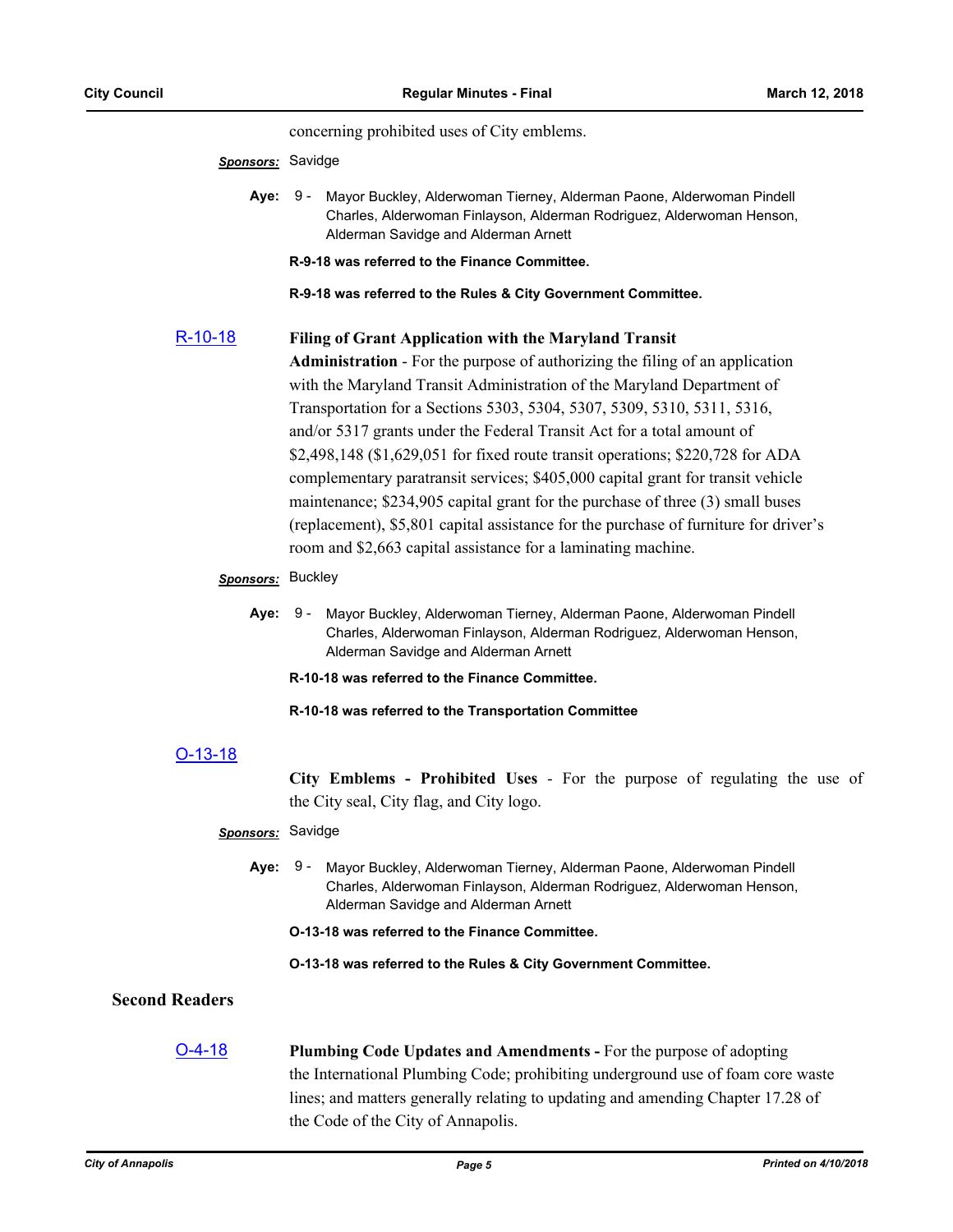concerning prohibited uses of City emblems.

***Sponsors:*** Savidge

**Aye:** 9 - Mayor Buckley, Alderwoman Tierney, Alderman Paone, Alderwoman Pindell Charles, Alderwoman Finlayson, Alderman Rodriguez, Alderwoman Henson, Alderman Savidge and Alderman Arnett

**R-9-18 was referred to the Finance Committee.**

**R-9-18 was referred to the Rules & City Government Committee.**

R-10-18

**Filing of Grant Application with the Maryland Transit Administration** - For the purpose of authorizing the filing of an application with the Maryland Transit Administration of the Maryland Department of Transportation for a Sections 5303, 5304, 5307, 5309, 5310, 5311, 5316, and/or 5317 grants under the Federal Transit Act for a total amount of $2,498,148 ($1,629,051 for fixed route transit operations; $220,728 for ADA complementary paratransit services; $405,000 capital grant for transit vehicle maintenance; $234,905 capital grant for the purchase of three (3) small buses (replacement), $5,801 capital assistance for the purchase of furniture for driver's room and $2,663 capital assistance for a laminating machine.

***Sponsors:*** Buckley

**Aye:** 9 - Mayor Buckley, Alderwoman Tierney, Alderman Paone, Alderwoman Pindell Charles, Alderwoman Finlayson, Alderman Rodriguez, Alderwoman Henson, Alderman Savidge and Alderman Arnett

**R-10-18 was referred to the Finance Committee.**

**R-10-18 was referred to the Transportation Committee**

O-13-18

**City Emblems - Prohibited Uses** - For the purpose of regulating the use of the City seal, City flag, and City logo.

***Sponsors:*** Savidge

**Aye:** 9 - Mayor Buckley, Alderwoman Tierney, Alderman Paone, Alderwoman Pindell Charles, Alderwoman Finlayson, Alderman Rodriguez, Alderwoman Henson, Alderman Savidge and Alderman Arnett

**O-13-18 was referred to the Finance Committee.**

**O-13-18 was referred to the Rules & City Government Committee.**

## Second Readers

O-4-18

**Plumbing Code Updates and Amendments -** For the purpose of adopting the International Plumbing Code; prohibiting underground use of foam core waste lines; and matters generally relating to updating and amending Chapter 17.28 of the Code of the City of Annapolis.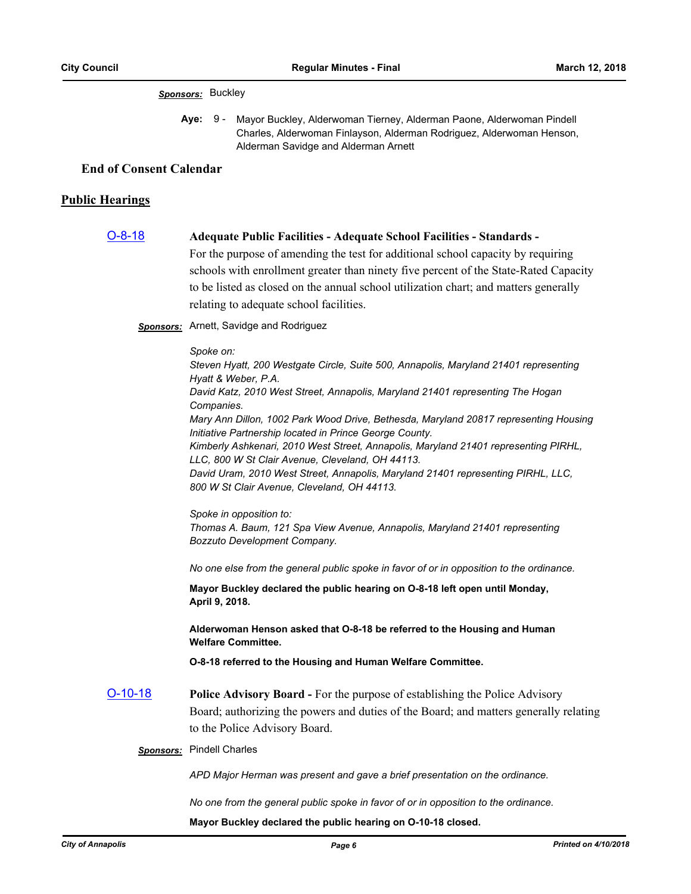***Sponsors:*** Buckley

**Aye:** 9 - Mayor Buckley, Alderwoman Tierney, Alderman Paone, Alderwoman Pindell Charles, Alderwoman Finlayson, Alderman Rodriguez, Alderwoman Henson, Alderman Savidge and Alderman Arnett

### End of Consent Calendar

## Public Hearings

[O-8-18](#) **Adequate Public Facilities - Adequate School Facilities - Standards -** For the purpose of amending the test for additional school capacity by requiring schools with enrollment greater than ninety five percent of the State-Rated Capacity to be listed as closed on the annual school utilization chart; and matters generally relating to adequate school facilities.

***Sponsors:*** Arnett, Savidge and Rodriguez

*Spoke on:*
*Steven Hyatt, 200 Westgate Circle, Suite 500, Annapolis, Maryland 21401 representing Hyatt & Weber, P.A.*
*David Katz, 2010 West Street, Annapolis, Maryland 21401 representing The Hogan Companies.*
*Mary Ann Dillon, 1002 Park Wood Drive, Bethesda, Maryland 20817 representing Housing Initiative Partnership located in Prince George County.*
*Kimberly Ashkenari, 2010 West Street, Annapolis, Maryland 21401 representing PIRHL, LLC, 800 W St Clair Avenue, Cleveland, OH 44113.*
*David Uram, 2010 West Street, Annapolis, Maryland 21401 representing PIRHL, LLC, 800 W St Clair Avenue, Cleveland, OH 44113.*

*Spoke in opposition to:*
*Thomas A. Baum, 121 Spa View Avenue, Annapolis, Maryland 21401 representing Bozzuto Development Company.*

*No one else from the general public spoke in favor of or in opposition to the ordinance.*

**Mayor Buckley declared the public hearing on O-8-18 left open until Monday, April 9, 2018.**

**Alderwoman Henson asked that O-8-18 be referred to the Housing and Human Welfare Committee.**

**O-8-18 referred to the Housing and Human Welfare Committee.**

[O-10-18](#) **Police Advisory Board -** For the purpose of establishing the Police Advisory Board; authorizing the powers and duties of the Board; and matters generally relating to the Police Advisory Board.

***Sponsors:*** Pindell Charles

*APD Major Herman was present and gave a brief presentation on the ordinance.*

*No one from the general public spoke in favor of or in opposition to the ordinance.*

**Mayor Buckley declared the public hearing on O-10-18 closed.**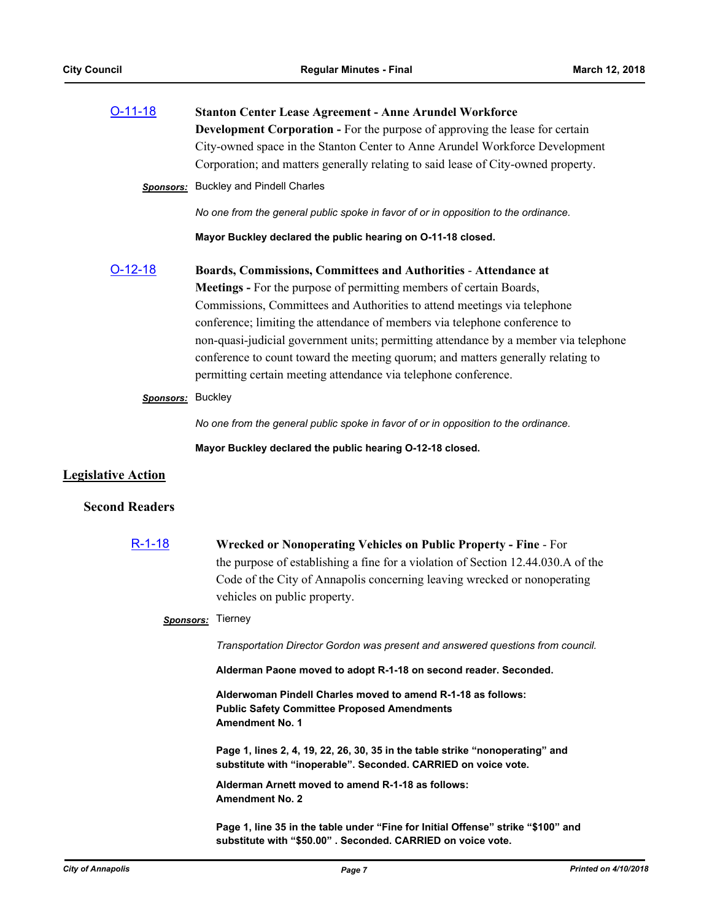O-11-18 **Stanton Center Lease Agreement - Anne Arundel Workforce Development Corporation -** For the purpose of approving the lease for certain City-owned space in the Stanton Center to Anne Arundel Workforce Development Corporation; and matters generally relating to said lease of City-owned property.

***Sponsors:*** Buckley and Pindell Charles

*No one from the general public spoke in favor of or in opposition to the ordinance.*

**Mayor Buckley declared the public hearing on O-11-18 closed.**

O-12-18 **Boards, Commissions, Committees and Authorities** - **Attendance at Meetings -** For the purpose of permitting members of certain Boards, Commissions, Committees and Authorities to attend meetings via telephone conference; limiting the attendance of members via telephone conference to non-quasi-judicial government units; permitting attendance by a member via telephone conference to count toward the meeting quorum; and matters generally relating to permitting certain meeting attendance via telephone conference.

***Sponsors:*** Buckley

*No one from the general public spoke in favor of or in opposition to the ordinance.*

**Mayor Buckley declared the public hearing O-12-18 closed.**

## Legislative Action

### Second Readers

R-1-18 **Wrecked or Nonoperating Vehicles on Public Property - Fine** - For the purpose of establishing a fine for a violation of Section 12.44.030.A of the Code of the City of Annapolis concerning leaving wrecked or nonoperating vehicles on public property.

***Sponsors:*** Tierney

*Transportation Director Gordon was present and answered questions from council.*

**Alderman Paone moved to adopt R-1-18 on second reader. Seconded.**

**Alderwoman Pindell Charles moved to amend R-1-18 as follows:**
**Public Safety Committee Proposed Amendments**
**Amendment No. 1**

**Page 1, lines 2, 4, 19, 22, 26, 30, 35 in the table strike "nonoperating" and substitute with "inoperable". Seconded. CARRIED on voice vote.**

**Alderman Arnett moved to amend R-1-18 as follows:**
**Amendment No. 2**

**Page 1, line 35 in the table under "Fine for Initial Offense" strike "$100" and substitute with "$50.00" . Seconded. CARRIED on voice vote.**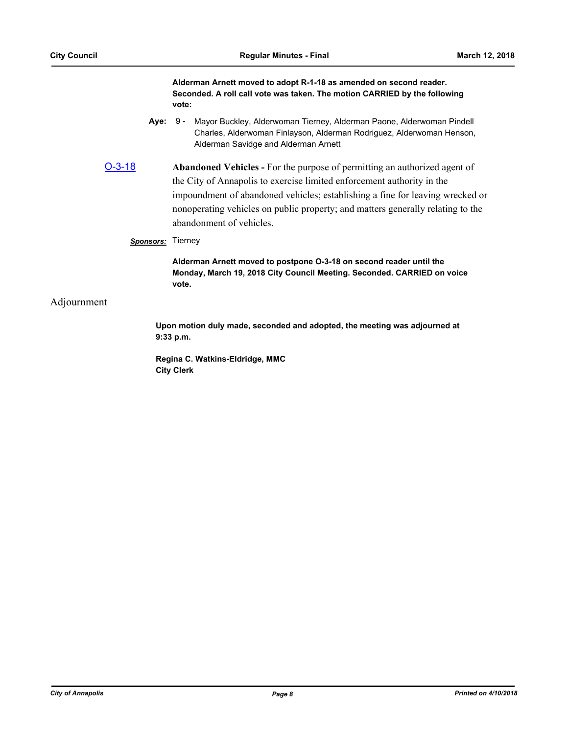**Alderman Arnett moved to adopt R-1-18 as amended on second reader. Seconded. A roll call vote was taken. The motion CARRIED by the following vote:**

**Aye:** 9 - Mayor Buckley, Alderwoman Tierney, Alderman Paone, Alderwoman Pindell Charles, Alderwoman Finlayson, Alderman Rodriguez, Alderwoman Henson, Alderman Savidge and Alderman Arnett

O-3-18

**Abandoned Vehicles -** For the purpose of permitting an authorized agent of the City of Annapolis to exercise limited enforcement authority in the impoundment of abandoned vehicles; establishing a fine for leaving wrecked or nonoperating vehicles on public property; and matters generally relating to the abandonment of vehicles.

***Sponsors:*** Tierney

**Alderman Arnett moved to postpone O-3-18 on second reader until the Monday, March 19, 2018 City Council Meeting. Seconded. CARRIED on voice vote.**

## Adjournment

**Upon motion duly made, seconded and adopted, the meeting was adjourned at 9:33 p.m.**

**Regina C. Watkins-Eldridge, MMC**
**City Clerk**